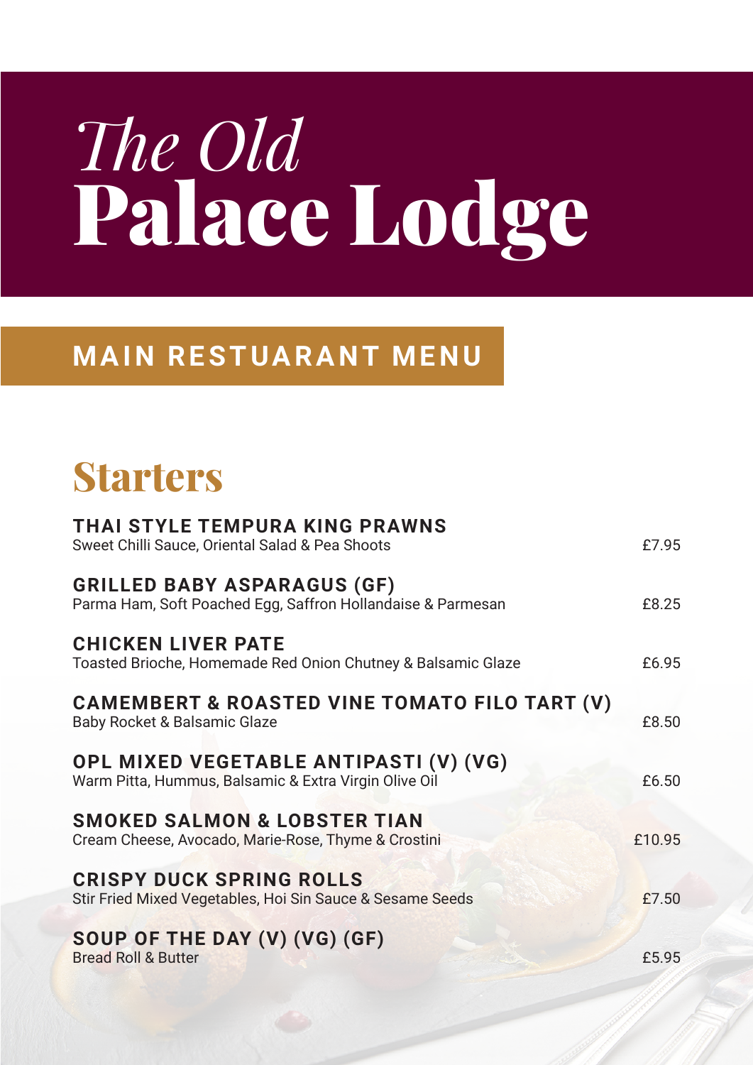# *The Old* Palace Lodge

## MAIN RESTUARANT MENU

## Starters

**THAI STYLE TEMPURA KING PRAWNS**
Sweet Chilli Sauce, Oriental Salad & Pea Shoots — £7.95

**GRILLED BABY ASPARAGUS (GF)**
Parma Ham, Soft Poached Egg, Saffron Hollandaise & Parmesan — £8.25

**CHICKEN LIVER PATE**
Toasted Brioche, Homemade Red Onion Chutney & Balsamic Glaze — £6.95

**CAMEMBERT & ROASTED VINE TOMATO FILO TART (V)**
Baby Rocket & Balsamic Glaze — £8.50

**OPL MIXED VEGETABLE ANTIPASTI (V) (VG)**
Warm Pitta, Hummus, Balsamic & Extra Virgin Olive Oil — £6.50

**SMOKED SALMON & LOBSTER TIAN**
Cream Cheese, Avocado, Marie-Rose, Thyme & Crostini — £10.95

**CRISPY DUCK SPRING ROLLS**
Stir Fried Mixed Vegetables, Hoi Sin Sauce & Sesame Seeds — £7.50

**SOUP OF THE DAY (V) (VG) (GF)**
Bread Roll & Butter — £5.95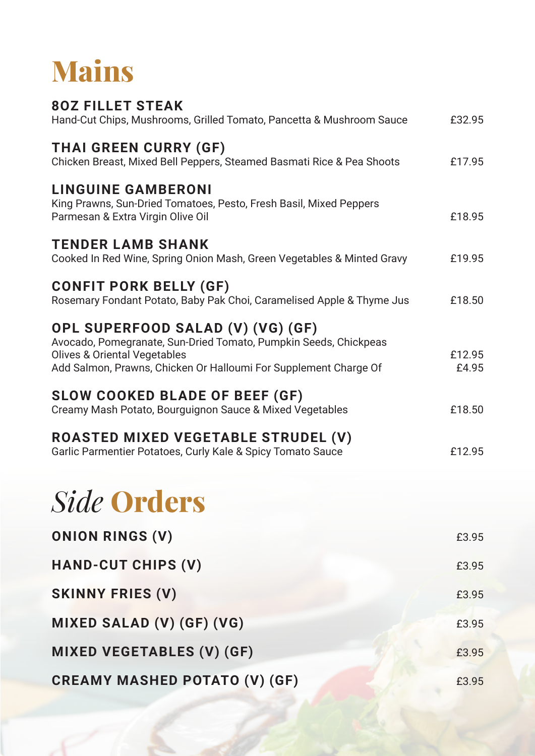# Mains

**8OZ FILLET STEAK**
Hand-Cut Chips, Mushrooms, Grilled Tomato, Pancetta & Mushroom Sauce — £32.95

**THAI GREEN CURRY (GF)**
Chicken Breast, Mixed Bell Peppers, Steamed Basmati Rice & Pea Shoots — £17.95

**LINGUINE GAMBERONI**
King Prawns, Sun-Dried Tomatoes, Pesto, Fresh Basil, Mixed Peppers
Parmesan & Extra Virgin Olive Oil — £18.95

**TENDER LAMB SHANK**
Cooked In Red Wine, Spring Onion Mash, Green Vegetables & Minted Gravy — £19.95

**CONFIT PORK BELLY (GF)**
Rosemary Fondant Potato, Baby Pak Choi, Caramelised Apple & Thyme Jus — £18.50

**OPL SUPERFOOD SALAD (V) (VG) (GF)**
Avocado, Pomegranate, Sun-Dried Tomato, Pumpkin Seeds, Chickpeas
Olives & Oriental Vegetables — £12.95
Add Salmon, Prawns, Chicken Or Halloumi For Supplement Charge Of — £4.95

**SLOW COOKED BLADE OF BEEF (GF)**
Creamy Mash Potato, Bourguignon Sauce & Mixed Vegetables — £18.50

**ROASTED MIXED VEGETABLE STRUDEL (V)**
Garlic Parmentier Potatoes, Curly Kale & Spicy Tomato Sauce — £12.95

# *Side* Orders

**ONION RINGS (V)** — £3.95

**HAND-CUT CHIPS (V)** — £3.95

**SKINNY FRIES (V)** — £3.95

**MIXED SALAD (V) (GF) (VG)** — £3.95

**MIXED VEGETABLES (V) (GF)** — £3.95

**CREAMY MASHED POTATO (V) (GF)** — £3.95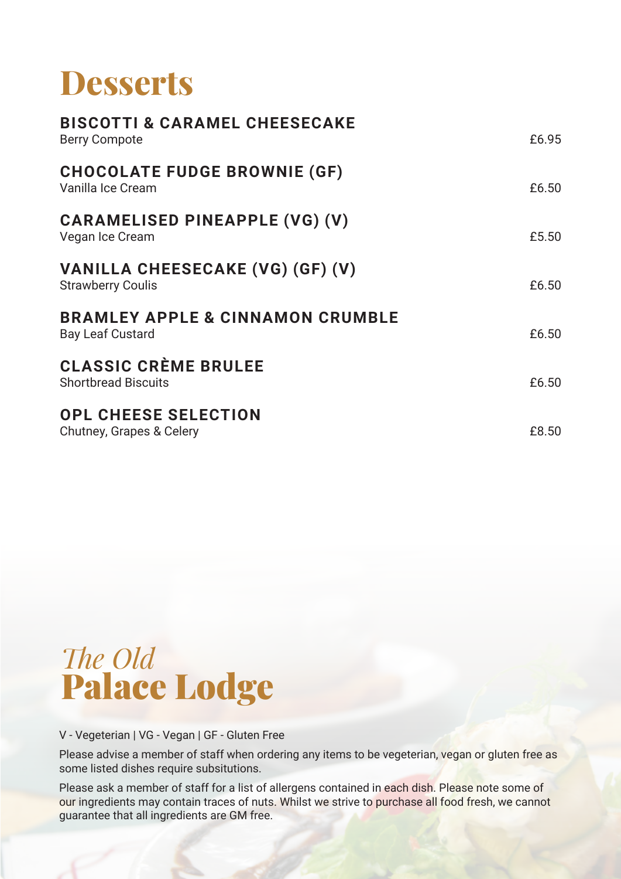# Desserts

**BISCOTTI & CARAMEL CHEESECAKE**
Berry Compote — £6.95

**CHOCOLATE FUDGE BROWNIE (GF)**
Vanilla Ice Cream — £6.50

**CARAMELISED PINEAPPLE (VG) (V)**
Vegan Ice Cream — £5.50

**VANILLA CHEESECAKE (VG) (GF) (V)**
Strawberry Coulis — £6.50

**BRAMLEY APPLE & CINNAMON CRUMBLE**
Bay Leaf Custard — £6.50

**CLASSIC CRÈME BRULEE**
Shortbread Biscuits — £6.50

**OPL CHEESE SELECTION**
Chutney, Grapes & Celery — £8.50

*The Old*
**Palace Lodge**

V - Vegeterian | VG - Vegan | GF - Gluten Free

Please advise a member of staff when ordering any items to be vegeterian, vegan or gluten free as some listed dishes require subsitutions.

Please ask a member of staff for a list of allergens contained in each dish. Please note some of our ingredients may contain traces of nuts. Whilst we strive to purchase all food fresh, we cannot guarantee that all ingredients are GM free.